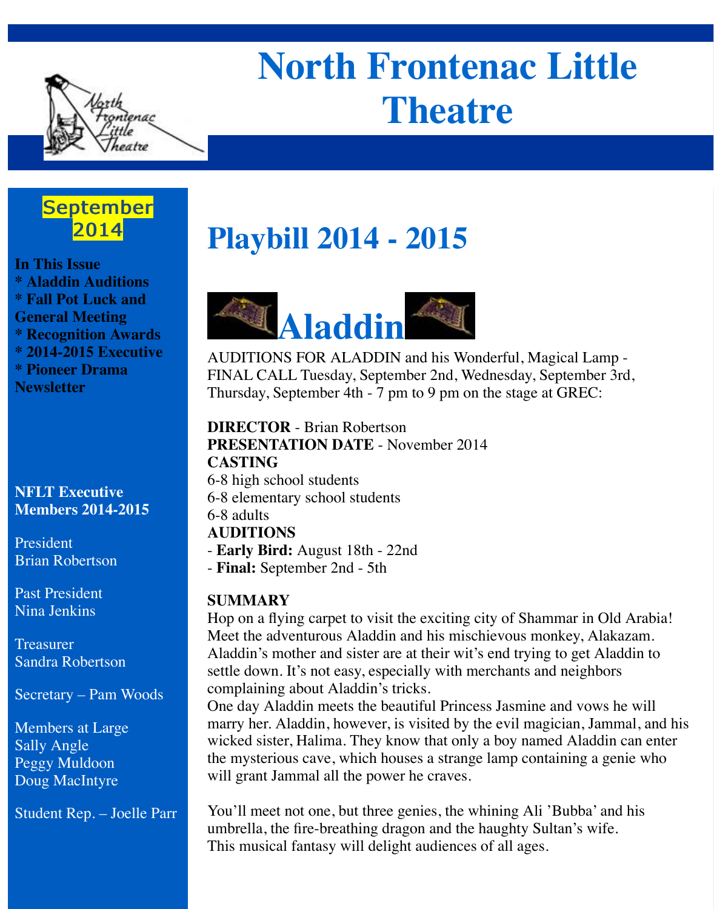# North Frontenac Little Theatre

**September 2014**

**In This Issue**
**\* Aladdin Auditions**
**\* Fall Pot Luck and General Meeting**
**\* Recognition Awards**
**\* 2014-2015 Executive**
**\* Pioneer Drama Newsletter**

**NFLT Executive Members 2014-2015**

President
Brian Robertson

Past President
Nina Jenkins

Treasurer
Sandra Robertson

Secretary – Pam Woods

Members at Large
Sally Angle
Peggy Muldoon
Doug MacIntyre

Student Rep. – Joelle Parr

## Playbill 2014 - 2015

## Aladdin

AUDITIONS FOR ALADDIN and his Wonderful, Magical Lamp - FINAL CALL Tuesday, September 2nd, Wednesday, September 3rd, Thursday, September 4th - 7 pm to 9 pm on the stage at GREC:

**DIRECTOR** - Brian Robertson
**PRESENTATION DATE** - November 2014
**CASTING**
6-8 high school students
6-8 elementary school students
6-8 adults
**AUDITIONS**
- **Early Bird:** August 18th - 22nd
- **Final:** September 2nd - 5th

**SUMMARY**
Hop on a flying carpet to visit the exciting city of Shammar in Old Arabia! Meet the adventurous Aladdin and his mischievous monkey, Alakazam. Aladdin's mother and sister are at their wit's end trying to get Aladdin to settle down. It's not easy, especially with merchants and neighbors complaining about Aladdin's tricks.
One day Aladdin meets the beautiful Princess Jasmine and vows he will marry her. Aladdin, however, is visited by the evil magician, Jammal, and his wicked sister, Halima. They know that only a boy named Aladdin can enter the mysterious cave, which houses a strange lamp containing a genie who will grant Jammal all the power he craves.

You'll meet not one, but three genies, the whining Ali 'Bubba' and his umbrella, the fire-breathing dragon and the haughty Sultan's wife.
This musical fantasy will delight audiences of all ages.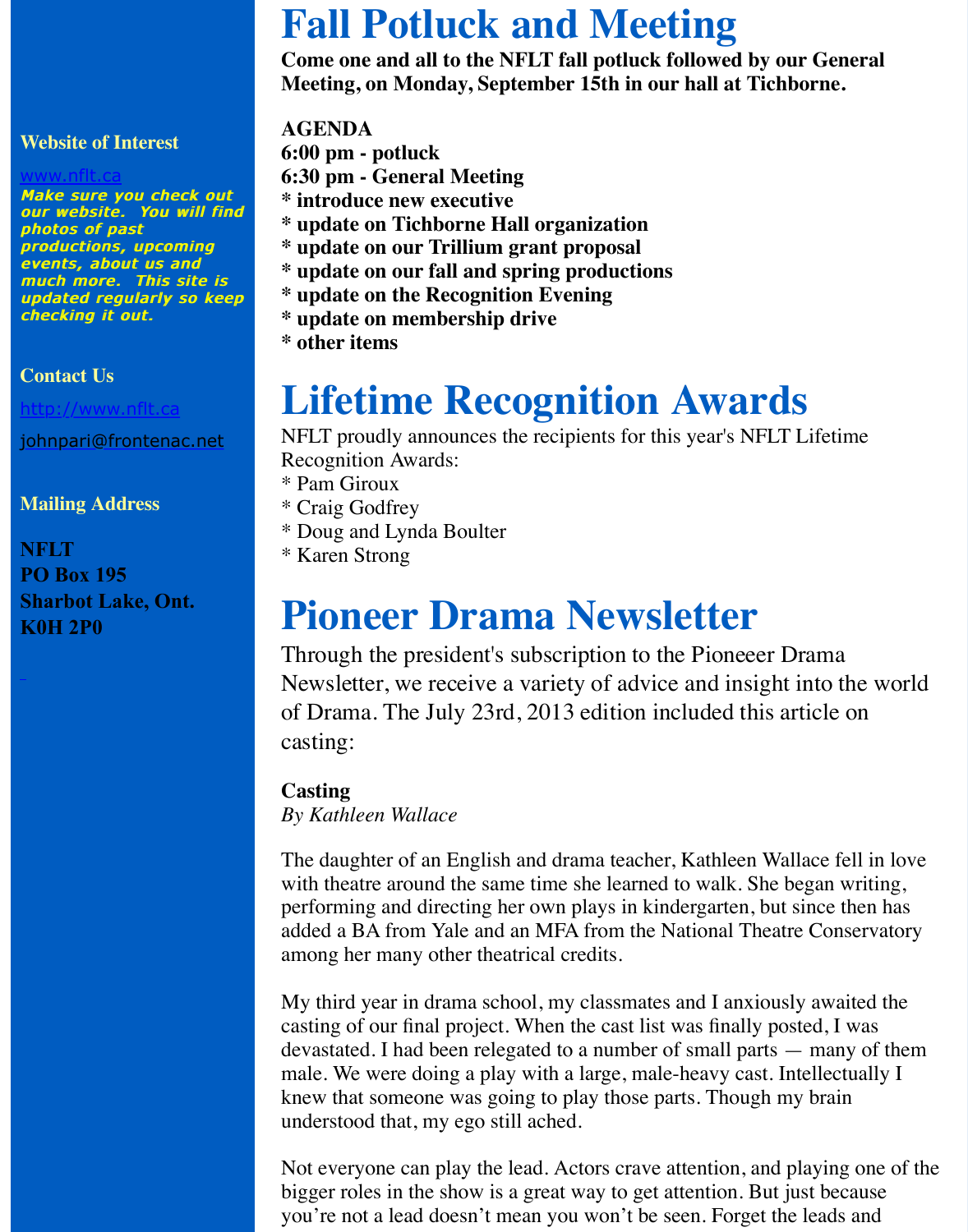### Website of Interest

www.nflt.ca

***Make sure you check out our website. You will find photos of past productions, upcoming events, about us and much more. This site is updated regularly so keep checking it out.***

### Contact Us

http://www.nflt.ca

johnpari@frontenac.net

### Mailing Address

**NFLT**
**PO Box 195**
**Sharbot Lake, Ont.**
**K0H 2P0**

# Fall Potluck and Meeting

**Come one and all to the NFLT fall potluck followed by our General Meeting, on Monday, September 15th in our hall at Tichborne.**

**AGENDA**
**6:00 pm - potluck**
**6:30 pm - General Meeting**
**\* introduce new executive**
**\* update on Tichborne Hall organization**
**\* update on our Trillium grant proposal**
**\* update on our fall and spring productions**
**\* update on the Recognition Evening**
**\* update on membership drive**
**\* other items**

# Lifetime Recognition Awards

NFLT proudly announces the recipients for this year's NFLT Lifetime Recognition Awards:
\* Pam Giroux
\* Craig Godfrey
\* Doug and Lynda Boulter
\* Karen Strong

# Pioneer Drama Newsletter

Through the president's subscription to the Pioneeer Drama Newsletter, we receive a variety of advice and insight into the world of Drama. The July 23rd, 2013 edition included this article on casting:

**Casting**
*By Kathleen Wallace*

The daughter of an English and drama teacher, Kathleen Wallace fell in love with theatre around the same time she learned to walk. She began writing, performing and directing her own plays in kindergarten, but since then has added a BA from Yale and an MFA from the National Theatre Conservatory among her many other theatrical credits.

My third year in drama school, my classmates and I anxiously awaited the casting of our final project. When the cast list was finally posted, I was devastated. I had been relegated to a number of small parts — many of them male. We were doing a play with a large, male-heavy cast. Intellectually I knew that someone was going to play those parts. Though my brain understood that, my ego still ached.

Not everyone can play the lead. Actors crave attention, and playing one of the bigger roles in the show is a great way to get attention. But just because you're not a lead doesn't mean you won't be seen. Forget the leads and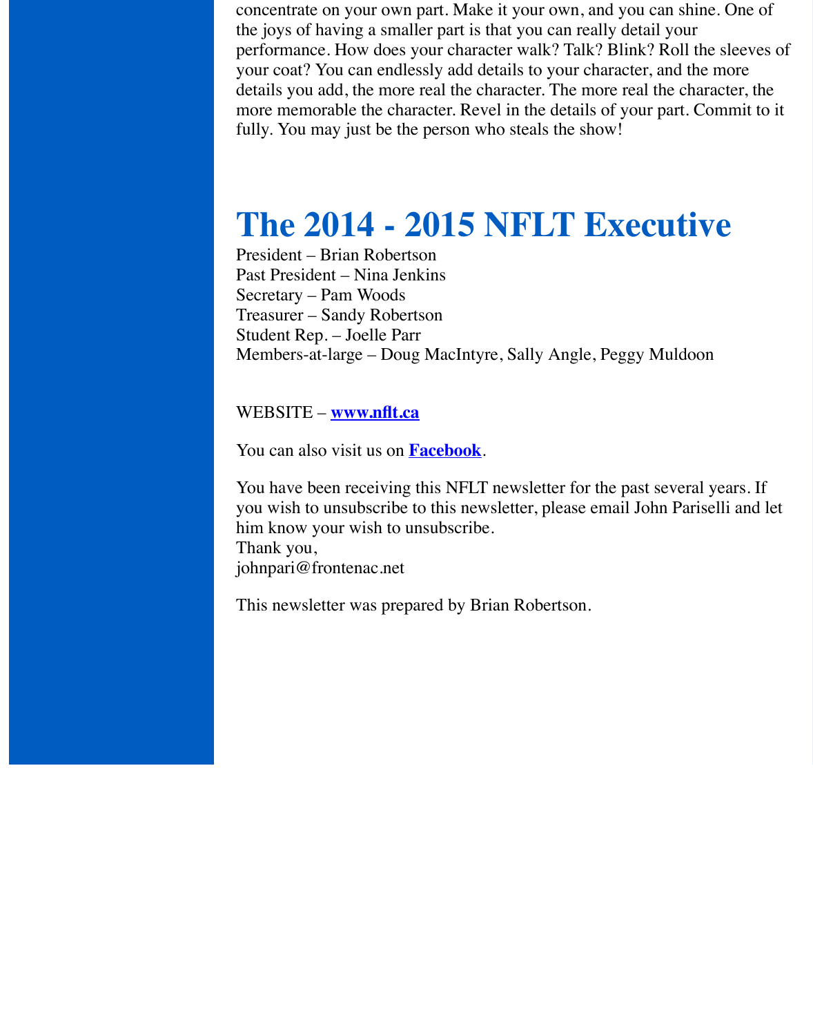concentrate on your own part. Make it your own, and you can shine. One of the joys of having a smaller part is that you can really detail your performance. How does your character walk? Talk? Blink? Roll the sleeves of your coat? You can endlessly add details to your character, and the more details you add, the more real the character. The more real the character, the more memorable the character. Revel in the details of your part. Commit to it fully. You may just be the person who steals the show!

# The 2014 - 2015 NFLT Executive

President – Brian Robertson
Past President – Nina Jenkins
Secretary – Pam Woods
Treasurer – Sandy Robertson
Student Rep. – Joelle Parr
Members-at-large – Doug MacIntyre, Sally Angle, Peggy Muldoon

WEBSITE – **www.nflt.ca**

You can also visit us on **Facebook**.

You have been receiving this NFLT newsletter for the past several years. If you wish to unsubscribe to this newsletter, please email John Pariselli and let him know your wish to unsubscribe.
Thank you,
johnpari@frontenac.net

This newsletter was prepared by Brian Robertson.